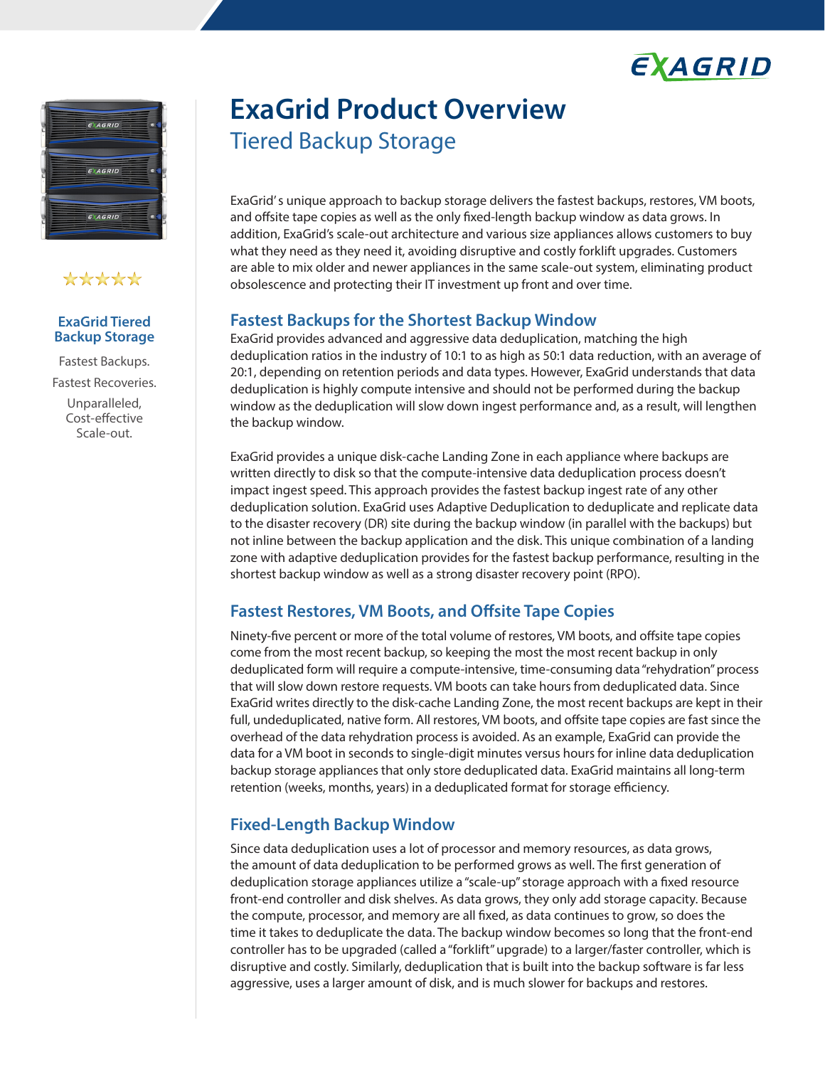# ExaGrid Product Overview

## Tiered Backup Storage

**ExaGrid Tiered Backup Storage**

Fastest Backups.

Fastest Recoveries.

Unparalleled, Cost-effective Scale-out.

ExaGrid' s unique approach to backup storage delivers the fastest backups, restores, VM boots, and offsite tape copies as well as the only fixed-length backup window as data grows. In addition, ExaGrid's scale-out architecture and various size appliances allows customers to buy what they need as they need it, avoiding disruptive and costly forklift upgrades. Customers are able to mix older and newer appliances in the same scale-out system, eliminating product obsolescence and protecting their IT investment up front and over time.

### Fastest Backups for the Shortest Backup Window

ExaGrid provides advanced and aggressive data deduplication, matching the high deduplication ratios in the industry of 10:1 to as high as 50:1 data reduction, with an average of 20:1, depending on retention periods and data types. However, ExaGrid understands that data deduplication is highly compute intensive and should not be performed during the backup window as the deduplication will slow down ingest performance and, as a result, will lengthen the backup window.

ExaGrid provides a unique disk-cache Landing Zone in each appliance where backups are written directly to disk so that the compute-intensive data deduplication process doesn't impact ingest speed. This approach provides the fastest backup ingest rate of any other deduplication solution. ExaGrid uses Adaptive Deduplication to deduplicate and replicate data to the disaster recovery (DR) site during the backup window (in parallel with the backups) but not inline between the backup application and the disk. This unique combination of a landing zone with adaptive deduplication provides for the fastest backup performance, resulting in the shortest backup window as well as a strong disaster recovery point (RPO).

### Fastest Restores, VM Boots, and Offsite Tape Copies

Ninety-five percent or more of the total volume of restores, VM boots, and offsite tape copies come from the most recent backup, so keeping the most the most recent backup in only deduplicated form will require a compute-intensive, time-consuming data "rehydration" process that will slow down restore requests. VM boots can take hours from deduplicated data. Since ExaGrid writes directly to the disk-cache Landing Zone, the most recent backups are kept in their full, undeduplicated, native form. All restores, VM boots, and offsite tape copies are fast since the overhead of the data rehydration process is avoided. As an example, ExaGrid can provide the data for a VM boot in seconds to single-digit minutes versus hours for inline data deduplication backup storage appliances that only store deduplicated data. ExaGrid maintains all long-term retention (weeks, months, years) in a deduplicated format for storage efficiency.

### Fixed-Length Backup Window

Since data deduplication uses a lot of processor and memory resources, as data grows, the amount of data deduplication to be performed grows as well. The first generation of deduplication storage appliances utilize a "scale-up" storage approach with a fixed resource front-end controller and disk shelves. As data grows, they only add storage capacity. Because the compute, processor, and memory are all fixed, as data continues to grow, so does the time it takes to deduplicate the data. The backup window becomes so long that the front-end controller has to be upgraded (called a "forklift" upgrade) to a larger/faster controller, which is disruptive and costly. Similarly, deduplication that is built into the backup software is far less aggressive, uses a larger amount of disk, and is much slower for backups and restores.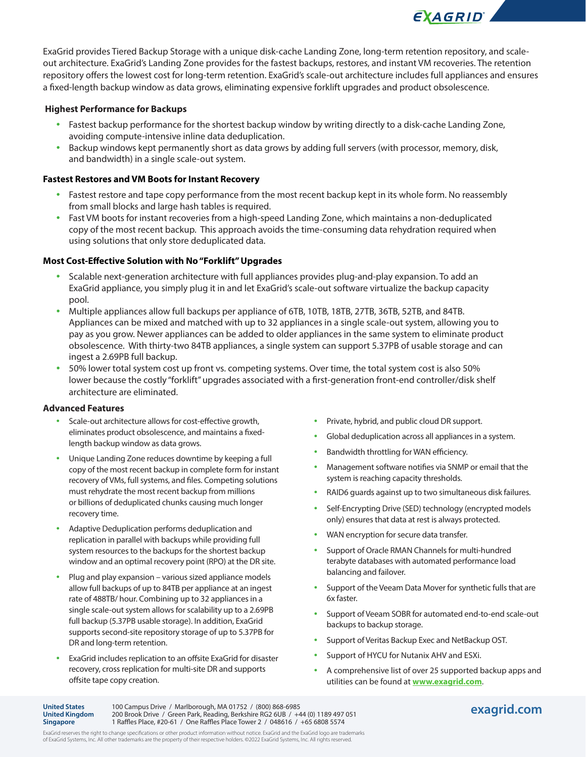ExaGrid provides Tiered Backup Storage with a unique disk-cache Landing Zone, long-term retention repository, and scale-out architecture. ExaGrid's Landing Zone provides for the fastest backups, restores, and instant VM recoveries. The retention repository offers the lowest cost for long-term retention. ExaGrid's scale-out architecture includes full appliances and ensures a fixed-length backup window as data grows, eliminating expensive forklift upgrades and product obsolescence.

### Highest Performance for Backups

- Fastest backup performance for the shortest backup window by writing directly to a disk-cache Landing Zone, avoiding compute-intensive inline data deduplication.
- Backup windows kept permanently short as data grows by adding full servers (with processor, memory, disk, and bandwidth) in a single scale-out system.

### Fastest Restores and VM Boots for Instant Recovery

- Fastest restore and tape copy performance from the most recent backup kept in its whole form. No reassembly from small blocks and large hash tables is required.
- Fast VM boots for instant recoveries from a high-speed Landing Zone, which maintains a non-deduplicated copy of the most recent backup. This approach avoids the time-consuming data rehydration required when using solutions that only store deduplicated data.

### Most Cost-Effective Solution with No "Forklift" Upgrades

- Scalable next-generation architecture with full appliances provides plug-and-play expansion. To add an ExaGrid appliance, you simply plug it in and let ExaGrid's scale-out software virtualize the backup capacity pool.
- Multiple appliances allow full backups per appliance of 6TB, 10TB, 18TB, 27TB, 36TB, 52TB, and 84TB. Appliances can be mixed and matched with up to 32 appliances in a single scale-out system, allowing you to pay as you grow. Newer appliances can be added to older appliances in the same system to eliminate product obsolescence. With thirty-two 84TB appliances, a single system can support 5.37PB of usable storage and can ingest a 2.69PB full backup.
- 50% lower total system cost up front vs. competing systems. Over time, the total system cost is also 50% lower because the costly "forklift" upgrades associated with a first-generation front-end controller/disk shelf architecture are eliminated.

### Advanced Features

- Scale-out architecture allows for cost-effective growth, eliminates product obsolescence, and maintains a fixed-length backup window as data grows.
- Unique Landing Zone reduces downtime by keeping a full copy of the most recent backup in complete form for instant recovery of VMs, full systems, and files. Competing solutions must rehydrate the most recent backup from millions or billions of deduplicated chunks causing much longer recovery time.
- Adaptive Deduplication performs deduplication and replication in parallel with backups while providing full system resources to the backups for the shortest backup window and an optimal recovery point (RPO) at the DR site.
- Plug and play expansion – various sized appliance models allow full backups of up to 84TB per appliance at an ingest rate of 488TB/ hour. Combining up to 32 appliances in a single scale-out system allows for scalability up to a 2.69PB full backup (5.37PB usable storage). In addition, ExaGrid supports second-site repository storage of up to 5.37PB for DR and long-term retention.
- ExaGrid includes replication to an offsite ExaGrid for disaster recovery, cross replication for multi-site DR and supports offsite tape copy creation.
- Private, hybrid, and public cloud DR support.
- Global deduplication across all appliances in a system.
- Bandwidth throttling for WAN efficiency.
- Management software notifies via SNMP or email that the system is reaching capacity thresholds.
- RAID6 guards against up to two simultaneous disk failures.
- Self-Encrypting Drive (SED) technology (encrypted models only) ensures that data at rest is always protected.
- WAN encryption for secure data transfer.
- Support of Oracle RMAN Channels for multi-hundred terabyte databases with automated performance load balancing and failover.
- Support of the Veeam Data Mover for synthetic fulls that are 6x faster.
- Support of Veeam SOBR for automated end-to-end scale-out backups to backup storage.
- Support of Veritas Backup Exec and NetBackup OST.
- Support of HYCU for Nutanix AHV and ESXi.
- A comprehensive list of over 25 supported backup apps and utilities can be found at **www.exagrid.com**.

**United States** 100 Campus Drive / Marlborough, MA 01752 / (800) 868-6985
**United Kingdom** 200 Brook Drive / Green Park, Reading, Berkshire RG2 6UB / +44 (0) 1189 497 051
**Singapore** 1 Raffles Place, #20-61 / One Raffles Place Tower 2 / 048616 / +65 6808 5574

**exagrid.com**

ExaGrid reserves the right to change specifications or other product information without notice. ExaGrid and the ExaGrid logo are trademarks of ExaGrid Systems, Inc. All other trademarks are the property of their respective holders. ©2022 ExaGrid Systems, Inc. All rights reserved.